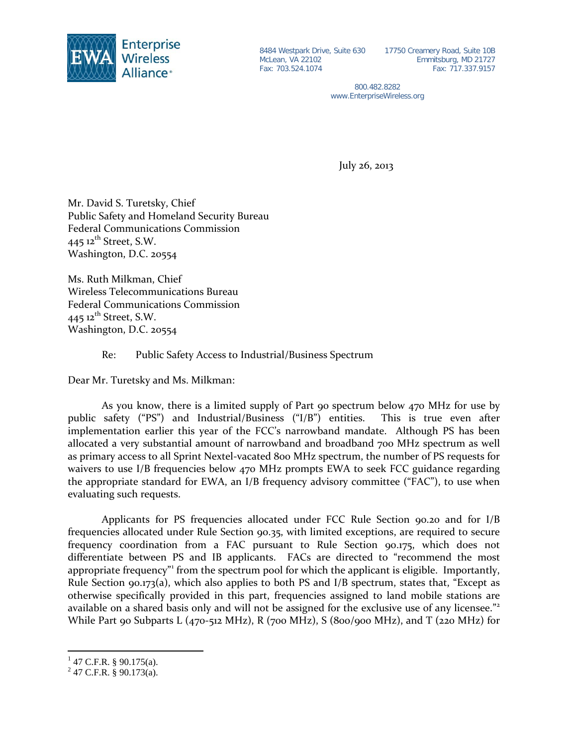**Enterprise Wireless Alliance®**

8484 Westpark Drive, Suite 630
McLean, VA 22102
Fax: 703.524.1074

17750 Creamery Road, Suite 10B
Emmitsburg, MD 21727
Fax: 717.337.9157

800.482.8282
www.EnterpriseWireless.org

July 26, 2013

Mr. David S. Turetsky, Chief
Public Safety and Homeland Security Bureau
Federal Communications Commission
445 12th Street, S.W.
Washington, D.C. 20554

Ms. Ruth Milkman, Chief
Wireless Telecommunications Bureau
Federal Communications Commission
445 12th Street, S.W.
Washington, D.C. 20554

Re: Public Safety Access to Industrial/Business Spectrum

Dear Mr. Turetsky and Ms. Milkman:

As you know, there is a limited supply of Part 90 spectrum below 470 MHz for use by public safety ("PS") and Industrial/Business ("I/B") entities. This is true even after implementation earlier this year of the FCC's narrowband mandate. Although PS has been allocated a very substantial amount of narrowband and broadband 700 MHz spectrum as well as primary access to all Sprint Nextel-vacated 800 MHz spectrum, the number of PS requests for waivers to use I/B frequencies below 470 MHz prompts EWA to seek FCC guidance regarding the appropriate standard for EWA, an I/B frequency advisory committee ("FAC"), to use when evaluating such requests.

Applicants for PS frequencies allocated under FCC Rule Section 90.20 and for I/B frequencies allocated under Rule Section 90.35, with limited exceptions, are required to secure frequency coordination from a FAC pursuant to Rule Section 90.175, which does not differentiate between PS and IB applicants. FACs are directed to "recommend the most appropriate frequency"[1] from the spectrum pool for which the applicant is eligible. Importantly, Rule Section 90.173(a), which also applies to both PS and I/B spectrum, states that, "Except as otherwise specifically provided in this part, frequencies assigned to land mobile stations are available on a shared basis only and will not be assigned for the exclusive use of any licensee."[2] While Part 90 Subparts L (470-512 MHz), R (700 MHz), S (800/900 MHz), and T (220 MHz) for

[1] 47 C.F.R. § 90.175(a).
[2] 47 C.F.R. § 90.173(a).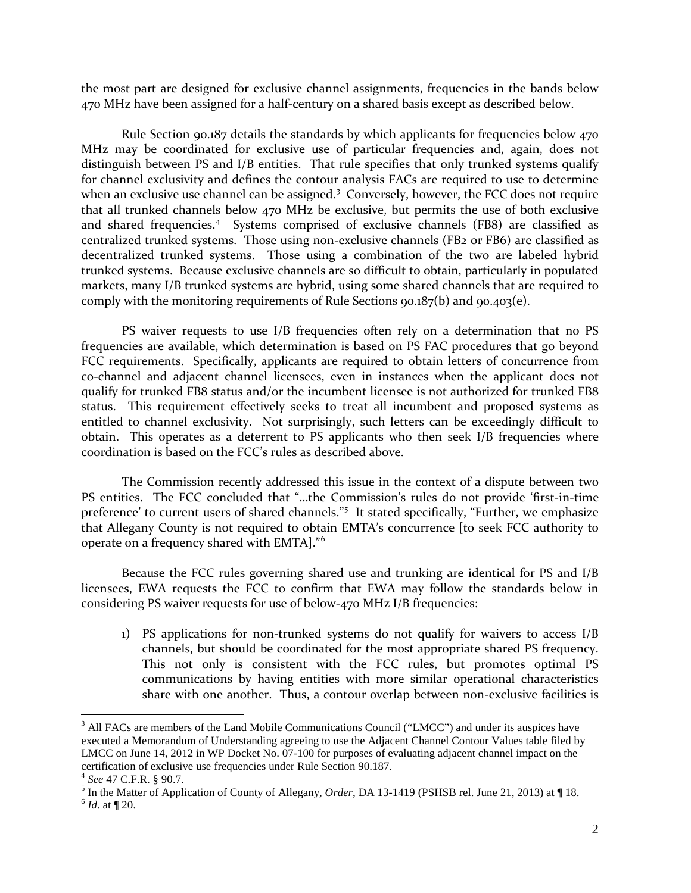the most part are designed for exclusive channel assignments, frequencies in the bands below 470 MHz have been assigned for a half-century on a shared basis except as described below.

Rule Section 90.187 details the standards by which applicants for frequencies below 470 MHz may be coordinated for exclusive use of particular frequencies and, again, does not distinguish between PS and I/B entities. That rule specifies that only trunked systems qualify for channel exclusivity and defines the contour analysis FACs are required to use to determine when an exclusive use channel can be assigned.[3] Conversely, however, the FCC does not require that all trunked channels below 470 MHz be exclusive, but permits the use of both exclusive and shared frequencies.[4] Systems comprised of exclusive channels (FB8) are classified as centralized trunked systems. Those using non-exclusive channels (FB2 or FB6) are classified as decentralized trunked systems. Those using a combination of the two are labeled hybrid trunked systems. Because exclusive channels are so difficult to obtain, particularly in populated markets, many I/B trunked systems are hybrid, using some shared channels that are required to comply with the monitoring requirements of Rule Sections 90.187(b) and 90.403(e).

PS waiver requests to use I/B frequencies often rely on a determination that no PS frequencies are available, which determination is based on PS FAC procedures that go beyond FCC requirements. Specifically, applicants are required to obtain letters of concurrence from co-channel and adjacent channel licensees, even in instances when the applicant does not qualify for trunked FB8 status and/or the incumbent licensee is not authorized for trunked FB8 status. This requirement effectively seeks to treat all incumbent and proposed systems as entitled to channel exclusivity. Not surprisingly, such letters can be exceedingly difficult to obtain. This operates as a deterrent to PS applicants who then seek I/B frequencies where coordination is based on the FCC's rules as described above.

The Commission recently addressed this issue in the context of a dispute between two PS entities. The FCC concluded that "…the Commission's rules do not provide 'first-in-time preference' to current users of shared channels."[5] It stated specifically, "Further, we emphasize that Allegany County is not required to obtain EMTA's concurrence [to seek FCC authority to operate on a frequency shared with EMTA]."[6]

Because the FCC rules governing shared use and trunking are identical for PS and I/B licensees, EWA requests the FCC to confirm that EWA may follow the standards below in considering PS waiver requests for use of below-470 MHz I/B frequencies:

1) PS applications for non-trunked systems do not qualify for waivers to access I/B channels, but should be coordinated for the most appropriate shared PS frequency. This not only is consistent with the FCC rules, but promotes optimal PS communications by having entities with more similar operational characteristics share with one another. Thus, a contour overlap between non-exclusive facilities is

---

[3] All FACs are members of the Land Mobile Communications Council ("LMCC") and under its auspices have executed a Memorandum of Understanding agreeing to use the Adjacent Channel Contour Values table filed by LMCC on June 14, 2012 in WP Docket No. 07-100 for purposes of evaluating adjacent channel impact on the certification of exclusive use frequencies under Rule Section 90.187.

[4] *See* 47 C.F.R. § 90.7.

[5] In the Matter of Application of County of Allegany, *Order*, DA 13-1419 (PSHSB rel. June 21, 2013) at ¶ 18.

[6] *Id*. at ¶ 20.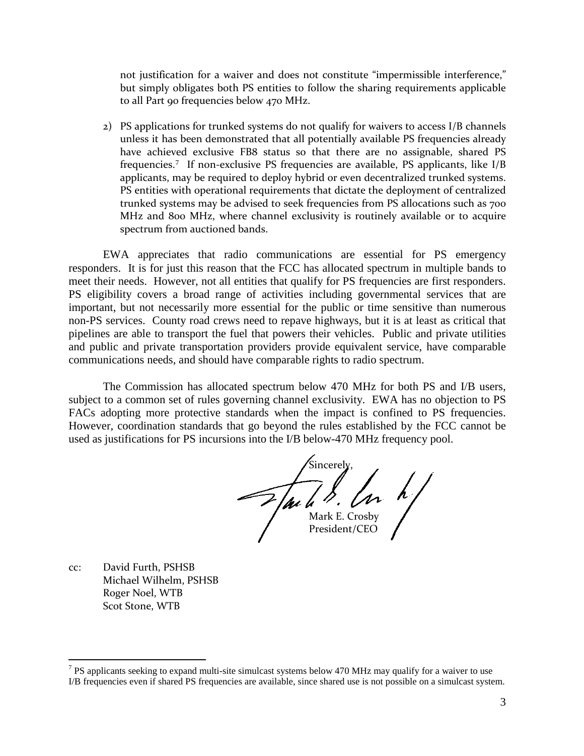not justification for a waiver and does not constitute "impermissible interference," but simply obligates both PS entities to follow the sharing requirements applicable to all Part 90 frequencies below 470 MHz.

2) PS applications for trunked systems do not qualify for waivers to access I/B channels unless it has been demonstrated that all potentially available PS frequencies already have achieved exclusive FB8 status so that there are no assignable, shared PS frequencies.[7] If non-exclusive PS frequencies are available, PS applicants, like I/B applicants, may be required to deploy hybrid or even decentralized trunked systems. PS entities with operational requirements that dictate the deployment of centralized trunked systems may be advised to seek frequencies from PS allocations such as 700 MHz and 800 MHz, where channel exclusivity is routinely available or to acquire spectrum from auctioned bands.

EWA appreciates that radio communications are essential for PS emergency responders. It is for just this reason that the FCC has allocated spectrum in multiple bands to meet their needs. However, not all entities that qualify for PS frequencies are first responders. PS eligibility covers a broad range of activities including governmental services that are important, but not necessarily more essential for the public or time sensitive than numerous non-PS services. County road crews need to repave highways, but it is at least as critical that pipelines are able to transport the fuel that powers their vehicles. Public and private utilities and public and private transportation providers provide equivalent service, have comparable communications needs, and should have comparable rights to radio spectrum.

The Commission has allocated spectrum below 470 MHz for both PS and I/B users, subject to a common set of rules governing channel exclusivity. EWA has no objection to PS FACs adopting more protective standards when the impact is confined to PS frequencies. However, coordination standards that go beyond the rules established by the FCC cannot be used as justifications for PS incursions into the I/B below-470 MHz frequency pool.

Sincerely,

Mark E. Crosby
President/CEO

cc: David Furth, PSHSB
Michael Wilhelm, PSHSB
Roger Noel, WTB
Scot Stone, WTB

---

[7] PS applicants seeking to expand multi-site simulcast systems below 470 MHz may qualify for a waiver to use I/B frequencies even if shared PS frequencies are available, since shared use is not possible on a simulcast system.